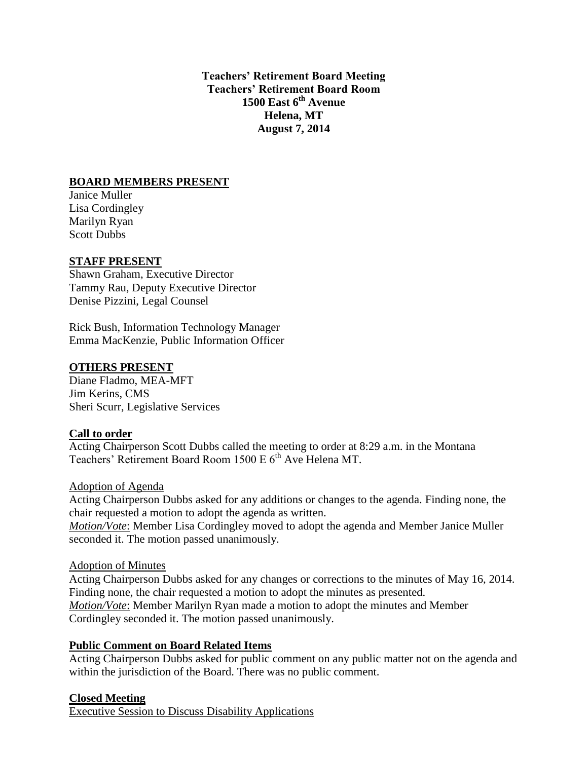**Teachers' Retirement Board Meeting**
**Teachers' Retirement Board Room**
**1500 East 6th Avenue**
**Helena, MT**
**August 7, 2014**

## BOARD MEMBERS PRESENT

Janice Muller
Lisa Cordingley
Marilyn Ryan
Scott Dubbs

## STAFF PRESENT

Shawn Graham, Executive Director
Tammy Rau, Deputy Executive Director
Denise Pizzini, Legal Counsel

Rick Bush, Information Technology Manager
Emma MacKenzie, Public Information Officer

## OTHERS PRESENT

Diane Fladmo, MEA-MFT
Jim Kerins, CMS
Sheri Scurr, Legislative Services

## Call to order

Acting Chairperson Scott Dubbs called the meeting to order at 8:29 a.m. in the Montana Teachers' Retirement Board Room 1500 E 6th Ave Helena MT.

### Adoption of Agenda

Acting Chairperson Dubbs asked for any additions or changes to the agenda. Finding none, the chair requested a motion to adopt the agenda as written.
*Motion/Vote*: Member Lisa Cordingley moved to adopt the agenda and Member Janice Muller seconded it. The motion passed unanimously.

### Adoption of Minutes

Acting Chairperson Dubbs asked for any changes or corrections to the minutes of May 16, 2014. Finding none, the chair requested a motion to adopt the minutes as presented.
*Motion/Vote*: Member Marilyn Ryan made a motion to adopt the minutes and Member Cordingley seconded it. The motion passed unanimously.

## Public Comment on Board Related Items

Acting Chairperson Dubbs asked for public comment on any public matter not on the agenda and within the jurisdiction of the Board. There was no public comment.

## Closed Meeting

### Executive Session to Discuss Disability Applications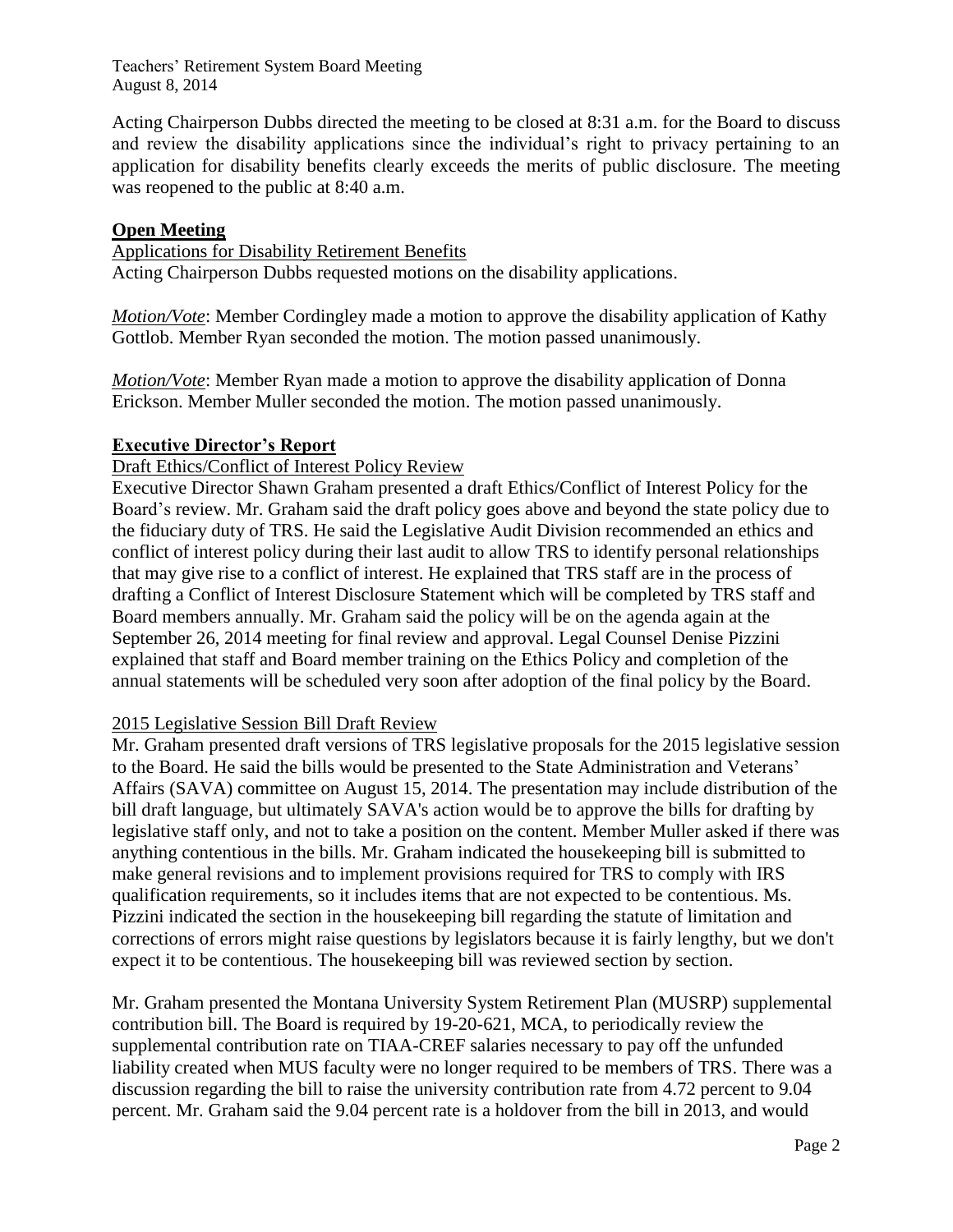Acting Chairperson Dubbs directed the meeting to be closed at 8:31 a.m. for the Board to discuss and review the disability applications since the individual's right to privacy pertaining to an application for disability benefits clearly exceeds the merits of public disclosure. The meeting was reopened to the public at 8:40 a.m.

## **Open Meeting**

Applications for Disability Retirement Benefits

Acting Chairperson Dubbs requested motions on the disability applications.

*Motion/Vote*: Member Cordingley made a motion to approve the disability application of Kathy Gottlob. Member Ryan seconded the motion. The motion passed unanimously.

*Motion/Vote*: Member Ryan made a motion to approve the disability application of Donna Erickson. Member Muller seconded the motion. The motion passed unanimously.

## **Executive Director's Report**

Draft Ethics/Conflict of Interest Policy Review

Executive Director Shawn Graham presented a draft Ethics/Conflict of Interest Policy for the Board's review. Mr. Graham said the draft policy goes above and beyond the state policy due to the fiduciary duty of TRS. He said the Legislative Audit Division recommended an ethics and conflict of interest policy during their last audit to allow TRS to identify personal relationships that may give rise to a conflict of interest. He explained that TRS staff are in the process of drafting a Conflict of Interest Disclosure Statement which will be completed by TRS staff and Board members annually. Mr. Graham said the policy will be on the agenda again at the September 26, 2014 meeting for final review and approval. Legal Counsel Denise Pizzini explained that staff and Board member training on the Ethics Policy and completion of the annual statements will be scheduled very soon after adoption of the final policy by the Board.

2015 Legislative Session Bill Draft Review

Mr. Graham presented draft versions of TRS legislative proposals for the 2015 legislative session to the Board. He said the bills would be presented to the State Administration and Veterans' Affairs (SAVA) committee on August 15, 2014. The presentation may include distribution of the bill draft language, but ultimately SAVA's action would be to approve the bills for drafting by legislative staff only, and not to take a position on the content. Member Muller asked if there was anything contentious in the bills. Mr. Graham indicated the housekeeping bill is submitted to make general revisions and to implement provisions required for TRS to comply with IRS qualification requirements, so it includes items that are not expected to be contentious. Ms. Pizzini indicated the section in the housekeeping bill regarding the statute of limitation and corrections of errors might raise questions by legislators because it is fairly lengthy, but we don't expect it to be contentious. The housekeeping bill was reviewed section by section.

Mr. Graham presented the Montana University System Retirement Plan (MUSRP) supplemental contribution bill. The Board is required by 19-20-621, MCA, to periodically review the supplemental contribution rate on TIAA-CREF salaries necessary to pay off the unfunded liability created when MUS faculty were no longer required to be members of TRS. There was a discussion regarding the bill to raise the university contribution rate from 4.72 percent to 9.04 percent. Mr. Graham said the 9.04 percent rate is a holdover from the bill in 2013, and would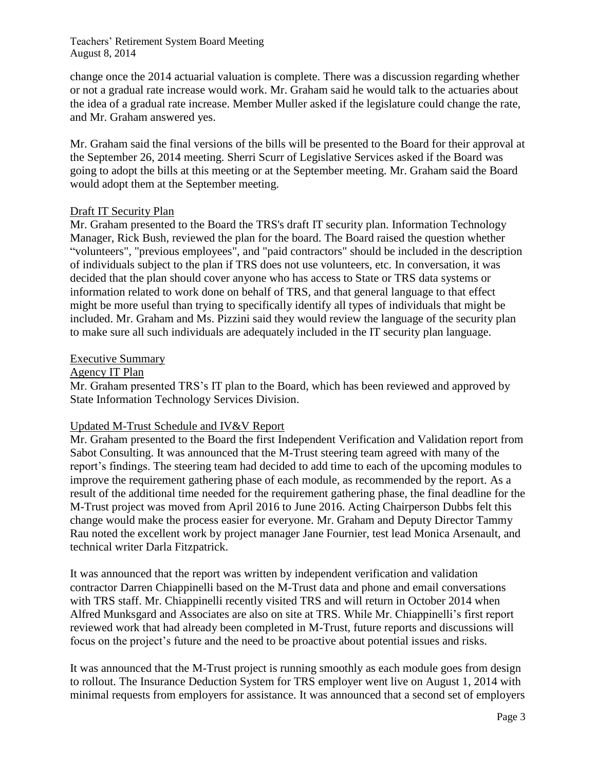change once the 2014 actuarial valuation is complete. There was a discussion regarding whether or not a gradual rate increase would work. Mr. Graham said he would talk to the actuaries about the idea of a gradual rate increase. Member Muller asked if the legislature could change the rate, and Mr. Graham answered yes.

Mr. Graham said the final versions of the bills will be presented to the Board for their approval at the September 26, 2014 meeting. Sherri Scurr of Legislative Services asked if the Board was going to adopt the bills at this meeting or at the September meeting. Mr. Graham said the Board would adopt them at the September meeting.

Draft IT Security Plan

Mr. Graham presented to the Board the TRS's draft IT security plan. Information Technology Manager, Rick Bush, reviewed the plan for the board. The Board raised the question whether "volunteers", "previous employees", and "paid contractors" should be included in the description of individuals subject to the plan if TRS does not use volunteers, etc. In conversation, it was decided that the plan should cover anyone who has access to State or TRS data systems or information related to work done on behalf of TRS, and that general language to that effect might be more useful than trying to specifically identify all types of individuals that might be included. Mr. Graham and Ms. Pizzini said they would review the language of the security plan to make sure all such individuals are adequately included in the IT security plan language.

Executive Summary

Agency IT Plan

Mr. Graham presented TRS's IT plan to the Board, which has been reviewed and approved by State Information Technology Services Division.

Updated M-Trust Schedule and IV&V Report

Mr. Graham presented to the Board the first Independent Verification and Validation report from Sabot Consulting. It was announced that the M-Trust steering team agreed with many of the report's findings. The steering team had decided to add time to each of the upcoming modules to improve the requirement gathering phase of each module, as recommended by the report. As a result of the additional time needed for the requirement gathering phase, the final deadline for the M-Trust project was moved from April 2016 to June 2016. Acting Chairperson Dubbs felt this change would make the process easier for everyone. Mr. Graham and Deputy Director Tammy Rau noted the excellent work by project manager Jane Fournier, test lead Monica Arsenault, and technical writer Darla Fitzpatrick.

It was announced that the report was written by independent verification and validation contractor Darren Chiappinelli based on the M-Trust data and phone and email conversations with TRS staff. Mr. Chiappinelli recently visited TRS and will return in October 2014 when Alfred Munksgard and Associates are also on site at TRS. While Mr. Chiappinelli's first report reviewed work that had already been completed in M-Trust, future reports and discussions will focus on the project's future and the need to be proactive about potential issues and risks.

It was announced that the M-Trust project is running smoothly as each module goes from design to rollout. The Insurance Deduction System for TRS employer went live on August 1, 2014 with minimal requests from employers for assistance. It was announced that a second set of employers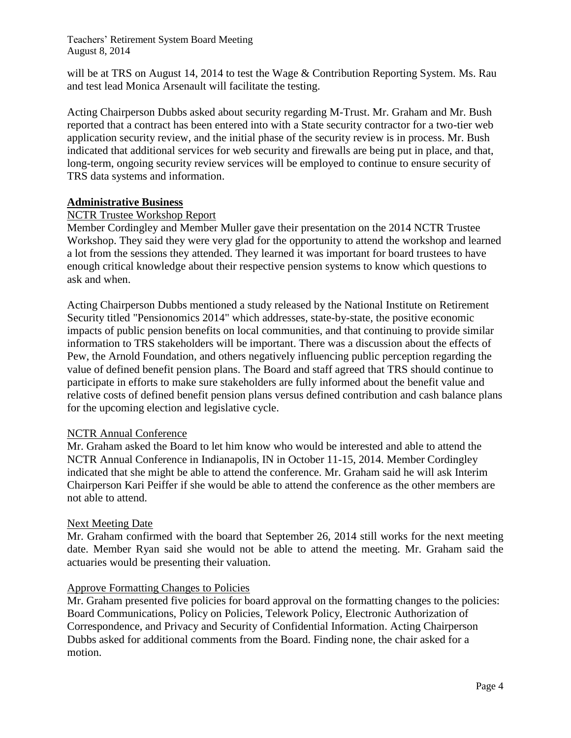will be at TRS on August 14, 2014 to test the Wage & Contribution Reporting System. Ms. Rau and test lead Monica Arsenault will facilitate the testing.

Acting Chairperson Dubbs asked about security regarding M-Trust. Mr. Graham and Mr. Bush reported that a contract has been entered into with a State security contractor for a two-tier web application security review, and the initial phase of the security review is in process. Mr. Bush indicated that additional services for web security and firewalls are being put in place, and that, long-term, ongoing security review services will be employed to continue to ensure security of TRS data systems and information.

## **Administrative Business**

### NCTR Trustee Workshop Report

Member Cordingley and Member Muller gave their presentation on the 2014 NCTR Trustee Workshop. They said they were very glad for the opportunity to attend the workshop and learned a lot from the sessions they attended. They learned it was important for board trustees to have enough critical knowledge about their respective pension systems to know which questions to ask and when.

Acting Chairperson Dubbs mentioned a study released by the National Institute on Retirement Security titled "Pensionomics 2014" which addresses, state-by-state, the positive economic impacts of public pension benefits on local communities, and that continuing to provide similar information to TRS stakeholders will be important. There was a discussion about the effects of Pew, the Arnold Foundation, and others negatively influencing public perception regarding the value of defined benefit pension plans. The Board and staff agreed that TRS should continue to participate in efforts to make sure stakeholders are fully informed about the benefit value and relative costs of defined benefit pension plans versus defined contribution and cash balance plans for the upcoming election and legislative cycle.

### NCTR Annual Conference

Mr. Graham asked the Board to let him know who would be interested and able to attend the NCTR Annual Conference in Indianapolis, IN in October 11-15, 2014. Member Cordingley indicated that she might be able to attend the conference. Mr. Graham said he will ask Interim Chairperson Kari Peiffer if she would be able to attend the conference as the other members are not able to attend.

### Next Meeting Date

Mr. Graham confirmed with the board that September 26, 2014 still works for the next meeting date. Member Ryan said she would not be able to attend the meeting. Mr. Graham said the actuaries would be presenting their valuation.

### Approve Formatting Changes to Policies

Mr. Graham presented five policies for board approval on the formatting changes to the policies: Board Communications, Policy on Policies, Telework Policy, Electronic Authorization of Correspondence, and Privacy and Security of Confidential Information. Acting Chairperson Dubbs asked for additional comments from the Board. Finding none, the chair asked for a motion.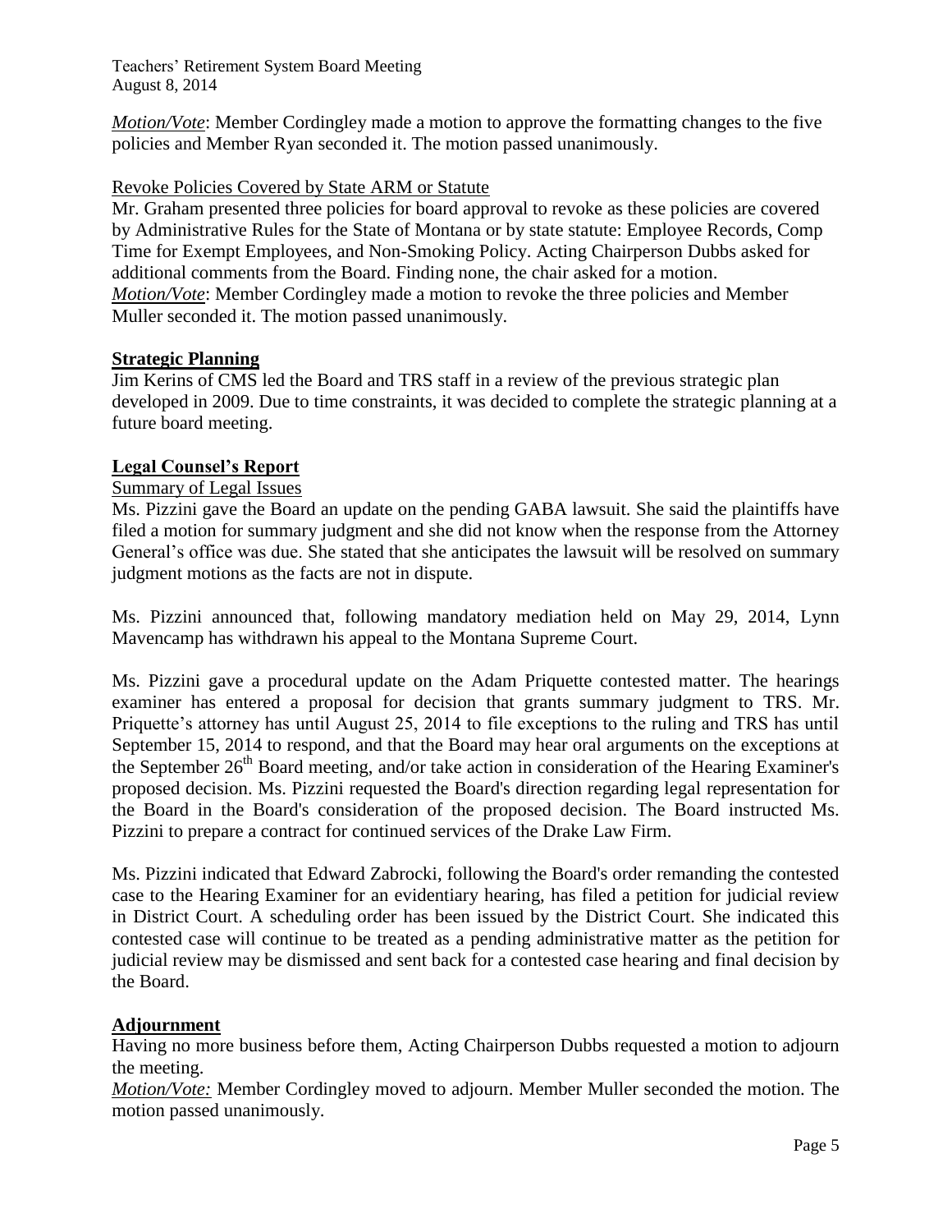*Motion/Vote*: Member Cordingley made a motion to approve the formatting changes to the five policies and Member Ryan seconded it. The motion passed unanimously.

Revoke Policies Covered by State ARM or Statute

Mr. Graham presented three policies for board approval to revoke as these policies are covered by Administrative Rules for the State of Montana or by state statute: Employee Records, Comp Time for Exempt Employees, and Non-Smoking Policy. Acting Chairperson Dubbs asked for additional comments from the Board. Finding none, the chair asked for a motion.

*Motion/Vote*: Member Cordingley made a motion to revoke the three policies and Member Muller seconded it. The motion passed unanimously.

## Strategic Planning

Jim Kerins of CMS led the Board and TRS staff in a review of the previous strategic plan developed in 2009. Due to time constraints, it was decided to complete the strategic planning at a future board meeting.

## Legal Counsel's Report

Summary of Legal Issues

Ms. Pizzini gave the Board an update on the pending GABA lawsuit. She said the plaintiffs have filed a motion for summary judgment and she did not know when the response from the Attorney General's office was due. She stated that she anticipates the lawsuit will be resolved on summary judgment motions as the facts are not in dispute.

Ms. Pizzini announced that, following mandatory mediation held on May 29, 2014, Lynn Mavencamp has withdrawn his appeal to the Montana Supreme Court.

Ms. Pizzini gave a procedural update on the Adam Priquette contested matter. The hearings examiner has entered a proposal for decision that grants summary judgment to TRS. Mr. Priquette's attorney has until August 25, 2014 to file exceptions to the ruling and TRS has until September 15, 2014 to respond, and that the Board may hear oral arguments on the exceptions at the September 26th Board meeting, and/or take action in consideration of the Hearing Examiner's proposed decision. Ms. Pizzini requested the Board's direction regarding legal representation for the Board in the Board's consideration of the proposed decision. The Board instructed Ms. Pizzini to prepare a contract for continued services of the Drake Law Firm.

Ms. Pizzini indicated that Edward Zabrocki, following the Board's order remanding the contested case to the Hearing Examiner for an evidentiary hearing, has filed a petition for judicial review in District Court. A scheduling order has been issued by the District Court. She indicated this contested case will continue to be treated as a pending administrative matter as the petition for judicial review may be dismissed and sent back for a contested case hearing and final decision by the Board.

## Adjournment

Having no more business before them, Acting Chairperson Dubbs requested a motion to adjourn the meeting.

*Motion/Vote:* Member Cordingley moved to adjourn. Member Muller seconded the motion. The motion passed unanimously.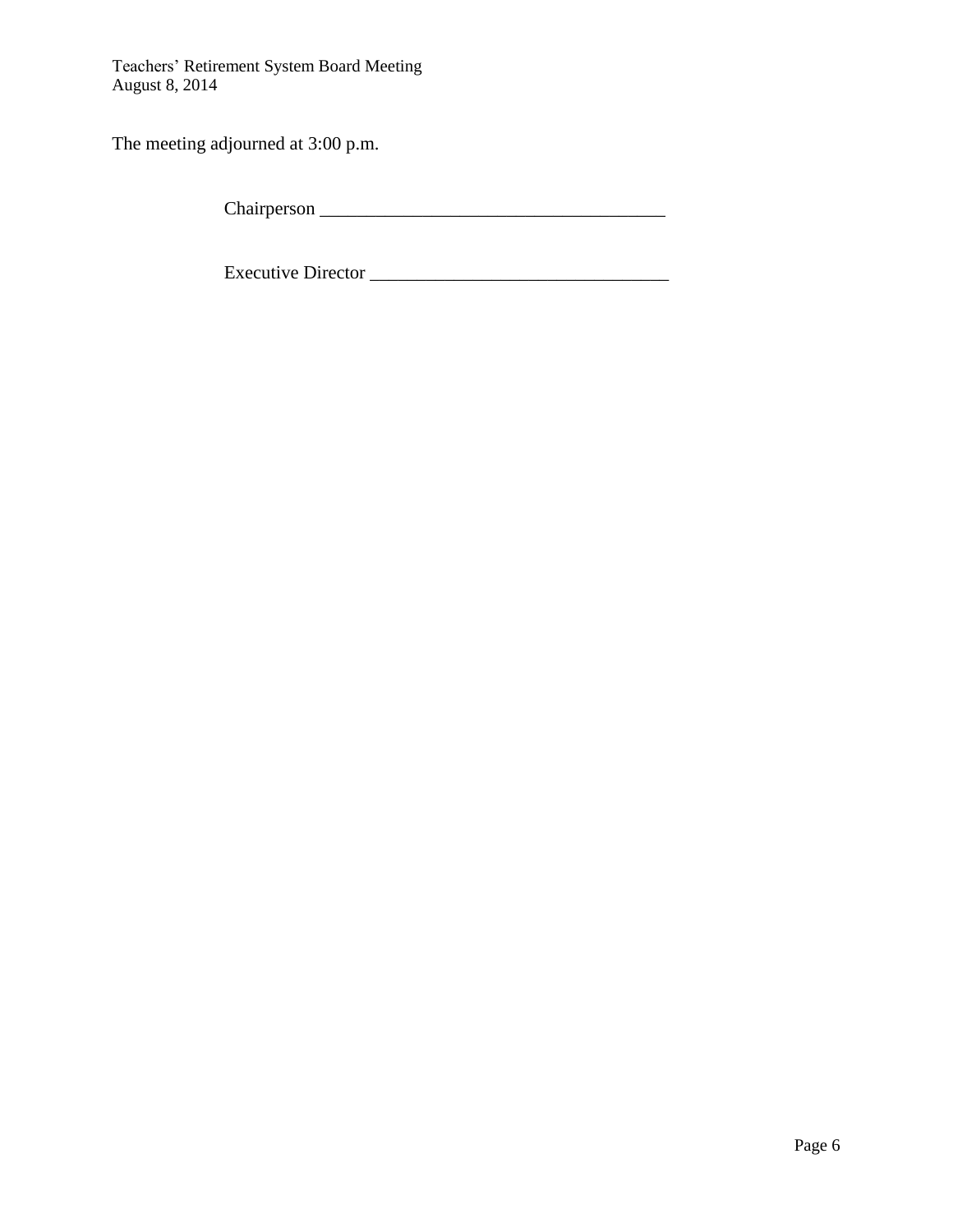The meeting adjourned at 3:00 p.m.

Chairperson ____________________________________

Executive Director _______________________________